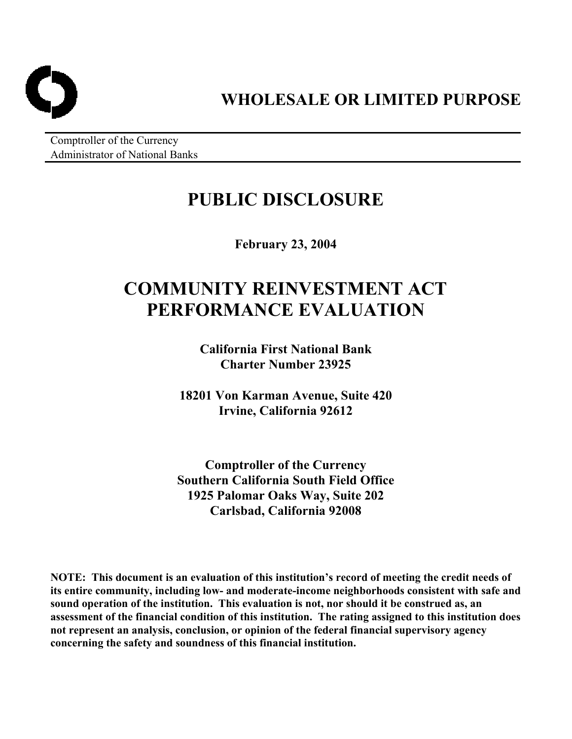# WHOLESALE OR LIMITED PURPOSE

Comptroller of the Currency
Administrator of National Banks

# PUBLIC DISCLOSURE

**February 23, 2004**

# COMMUNITY REINVESTMENT ACT PERFORMANCE EVALUATION

**California First National Bank**
**Charter Number 23925**

**18201 Von Karman Avenue, Suite 420**
**Irvine, California 92612**

**Comptroller of the Currency**
**Southern California South Field Office**
**1925 Palomar Oaks Way, Suite 202**
**Carlsbad, California 92008**

**NOTE: This document is an evaluation of this institution's record of meeting the credit needs of its entire community, including low- and moderate-income neighborhoods consistent with safe and sound operation of the institution. This evaluation is not, nor should it be construed as, an assessment of the financial condition of this institution. The rating assigned to this institution does not represent an analysis, conclusion, or opinion of the federal financial supervisory agency concerning the safety and soundness of this financial institution.**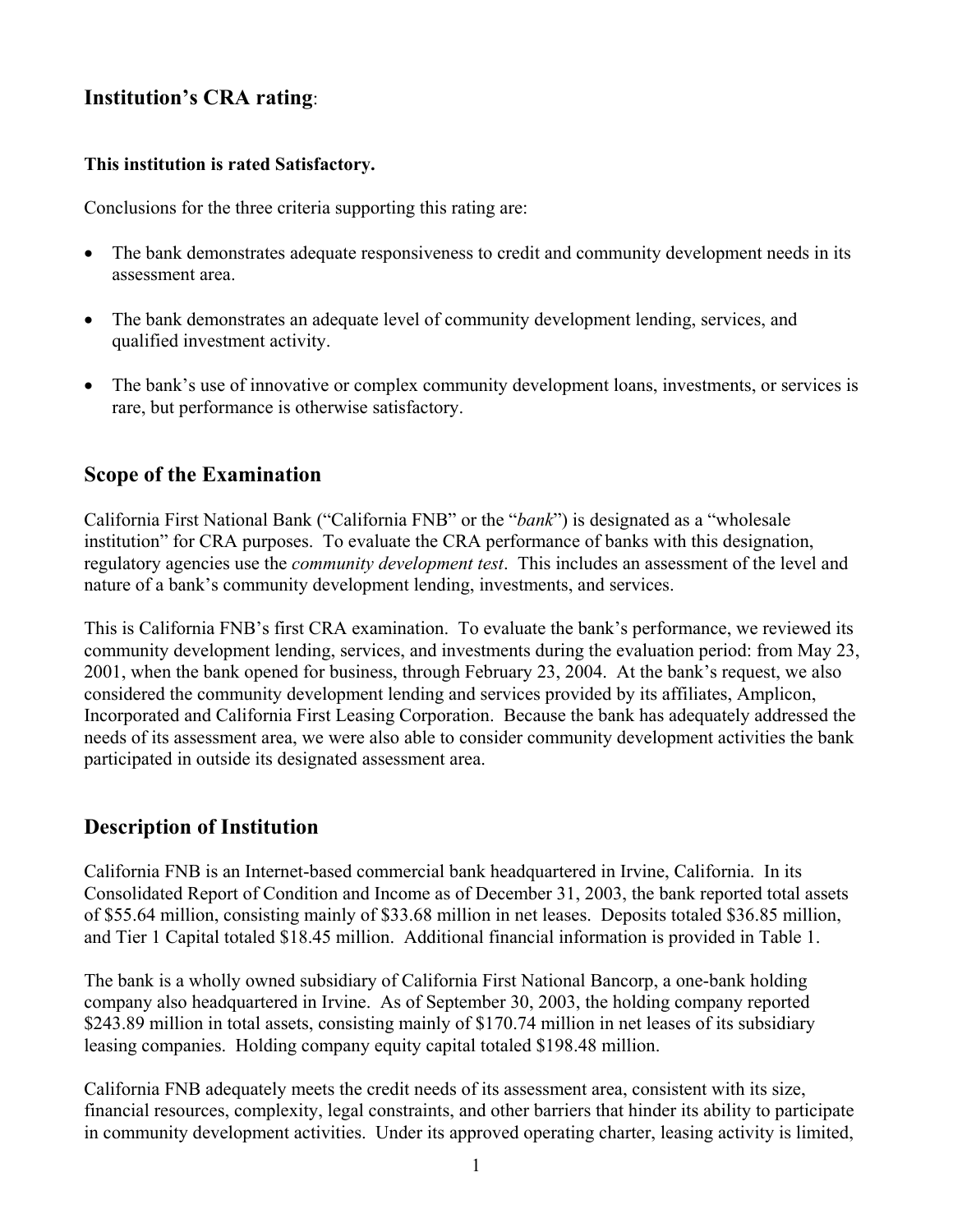## Institution's CRA rating:

**This institution is rated Satisfactory.**

Conclusions for the three criteria supporting this rating are:

- The bank demonstrates adequate responsiveness to credit and community development needs in its assessment area.
- The bank demonstrates an adequate level of community development lending, services, and qualified investment activity.
- The bank's use of innovative or complex community development loans, investments, or services is rare, but performance is otherwise satisfactory.

## Scope of the Examination

California First National Bank ("California FNB" or the "*bank*") is designated as a "wholesale institution" for CRA purposes. To evaluate the CRA performance of banks with this designation, regulatory agencies use the *community development test*. This includes an assessment of the level and nature of a bank's community development lending, investments, and services.

This is California FNB's first CRA examination. To evaluate the bank's performance, we reviewed its community development lending, services, and investments during the evaluation period: from May 23, 2001, when the bank opened for business, through February 23, 2004. At the bank's request, we also considered the community development lending and services provided by its affiliates, Amplicon, Incorporated and California First Leasing Corporation. Because the bank has adequately addressed the needs of its assessment area, we were also able to consider community development activities the bank participated in outside its designated assessment area.

## Description of Institution

California FNB is an Internet-based commercial bank headquartered in Irvine, California. In its Consolidated Report of Condition and Income as of December 31, 2003, the bank reported total assets of $55.64 million, consisting mainly of $33.68 million in net leases. Deposits totaled $36.85 million, and Tier 1 Capital totaled $18.45 million. Additional financial information is provided in Table 1.

The bank is a wholly owned subsidiary of California First National Bancorp, a one-bank holding company also headquartered in Irvine. As of September 30, 2003, the holding company reported $243.89 million in total assets, consisting mainly of $170.74 million in net leases of its subsidiary leasing companies. Holding company equity capital totaled $198.48 million.

California FNB adequately meets the credit needs of its assessment area, consistent with its size, financial resources, complexity, legal constraints, and other barriers that hinder its ability to participate in community development activities. Under its approved operating charter, leasing activity is limited,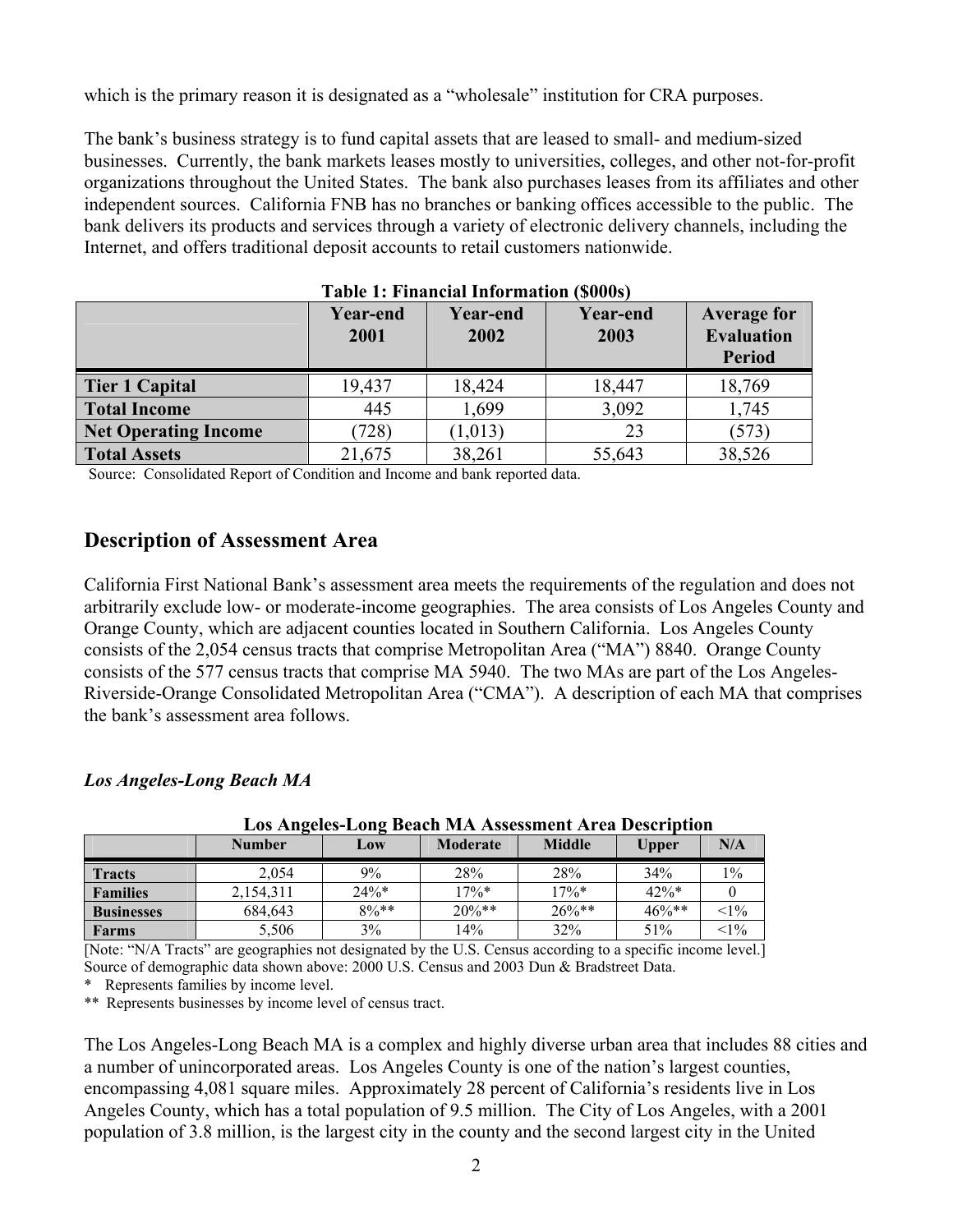which is the primary reason it is designated as a "wholesale" institution for CRA purposes.

The bank's business strategy is to fund capital assets that are leased to small- and medium-sized businesses. Currently, the bank markets leases mostly to universities, colleges, and other not-for-profit organizations throughout the United States. The bank also purchases leases from its affiliates and other independent sources. California FNB has no branches or banking offices accessible to the public. The bank delivers its products and services through a variety of electronic delivery channels, including the Internet, and offers traditional deposit accounts to retail customers nationwide.

**Table 1: Financial Information ($000s)**

| | Year-end 2001 | Year-end 2002 | Year-end 2003 | Average for Evaluation Period |
|---|---|---|---|---|
| **Tier 1 Capital** | 19,437 | 18,424 | 18,447 | 18,769 |
| **Total Income** | 445 | 1,699 | 3,092 | 1,745 |
| **Net Operating Income** | (728) | (1,013) | 23 | (573) |
| **Total Assets** | 21,675 | 38,261 | 55,643 | 38,526 |

Source: Consolidated Report of Condition and Income and bank reported data.

## Description of Assessment Area

California First National Bank's assessment area meets the requirements of the regulation and does not arbitrarily exclude low- or moderate-income geographies. The area consists of Los Angeles County and Orange County, which are adjacent counties located in Southern California. Los Angeles County consists of the 2,054 census tracts that comprise Metropolitan Area ("MA") 8840. Orange County consists of the 577 census tracts that comprise MA 5940. The two MAs are part of the Los Angeles-Riverside-Orange Consolidated Metropolitan Area ("CMA"). A description of each MA that comprises the bank's assessment area follows.

### *Los Angeles-Long Beach MA*

**Los Angeles-Long Beach MA Assessment Area Description**

| | Number | Low | Moderate | Middle | Upper | N/A |
|---|---|---|---|---|---|---|
| **Tracts** | 2,054 | 9% | 28% | 28% | 34% | 1% |
| **Families** | 2,154,311 | 24%* | 17%* | 17%* | 42%* | 0 |
| **Businesses** | 684,643 | 8%** | 20%** | 26%** | 46%** | <1% |
| **Farms** | 5,506 | 3% | 14% | 32% | 51% | <1% |

[Note: "N/A Tracts" are geographies not designated by the U.S. Census according to a specific income level.]
Source of demographic data shown above: 2000 U.S. Census and 2003 Dun & Bradstreet Data.
\* Represents families by income level.
** Represents businesses by income level of census tract.

The Los Angeles-Long Beach MA is a complex and highly diverse urban area that includes 88 cities and a number of unincorporated areas. Los Angeles County is one of the nation's largest counties, encompassing 4,081 square miles. Approximately 28 percent of California's residents live in Los Angeles County, which has a total population of 9.5 million. The City of Los Angeles, with a 2001 population of 3.8 million, is the largest city in the county and the second largest city in the United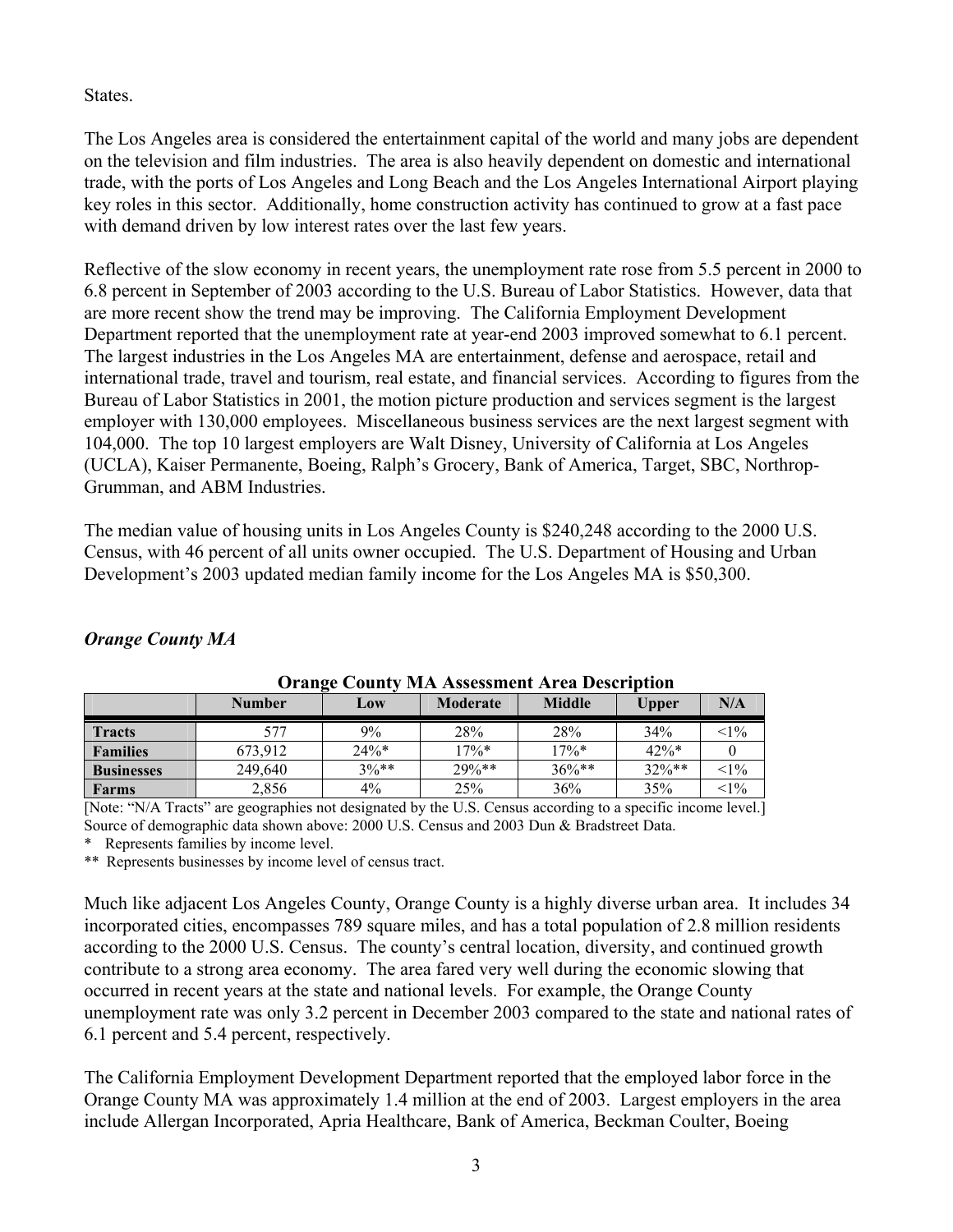States.

The Los Angeles area is considered the entertainment capital of the world and many jobs are dependent on the television and film industries. The area is also heavily dependent on domestic and international trade, with the ports of Los Angeles and Long Beach and the Los Angeles International Airport playing key roles in this sector. Additionally, home construction activity has continued to grow at a fast pace with demand driven by low interest rates over the last few years.

Reflective of the slow economy in recent years, the unemployment rate rose from 5.5 percent in 2000 to 6.8 percent in September of 2003 according to the U.S. Bureau of Labor Statistics. However, data that are more recent show the trend may be improving. The California Employment Development Department reported that the unemployment rate at year-end 2003 improved somewhat to 6.1 percent. The largest industries in the Los Angeles MA are entertainment, defense and aerospace, retail and international trade, travel and tourism, real estate, and financial services. According to figures from the Bureau of Labor Statistics in 2001, the motion picture production and services segment is the largest employer with 130,000 employees. Miscellaneous business services are the next largest segment with 104,000. The top 10 largest employers are Walt Disney, University of California at Los Angeles (UCLA), Kaiser Permanente, Boeing, Ralph's Grocery, Bank of America, Target, SBC, Northrop-Grumman, and ABM Industries.

The median value of housing units in Los Angeles County is $240,248 according to the 2000 U.S. Census, with 46 percent of all units owner occupied. The U.S. Department of Housing and Urban Development's 2003 updated median family income for the Los Angeles MA is $50,300.

### *Orange County MA*

**Orange County MA Assessment Area Description**

| | Number | Low | Moderate | Middle | Upper | N/A |
|---|---|---|---|---|---|---|
| **Tracts** | 577 | 9% | 28% | 28% | 34% | <1% |
| **Families** | 673,912 | 24%* | 17%* | 17%* | 42%* | 0 |
| **Businesses** | 249,640 | 3%** | 29%** | 36%** | 32%** | <1% |
| **Farms** | 2,856 | 4% | 25% | 36% | 35% | <1% |

[Note: "N/A Tracts" are geographies not designated by the U.S. Census according to a specific income level.]
Source of demographic data shown above: 2000 U.S. Census and 2003 Dun & Bradstreet Data.
\* Represents families by income level.
\*\* Represents businesses by income level of census tract.

Much like adjacent Los Angeles County, Orange County is a highly diverse urban area. It includes 34 incorporated cities, encompasses 789 square miles, and has a total population of 2.8 million residents according to the 2000 U.S. Census. The county's central location, diversity, and continued growth contribute to a strong area economy. The area fared very well during the economic slowing that occurred in recent years at the state and national levels. For example, the Orange County unemployment rate was only 3.2 percent in December 2003 compared to the state and national rates of 6.1 percent and 5.4 percent, respectively.

The California Employment Development Department reported that the employed labor force in the Orange County MA was approximately 1.4 million at the end of 2003. Largest employers in the area include Allergan Incorporated, Apria Healthcare, Bank of America, Beckman Coulter, Boeing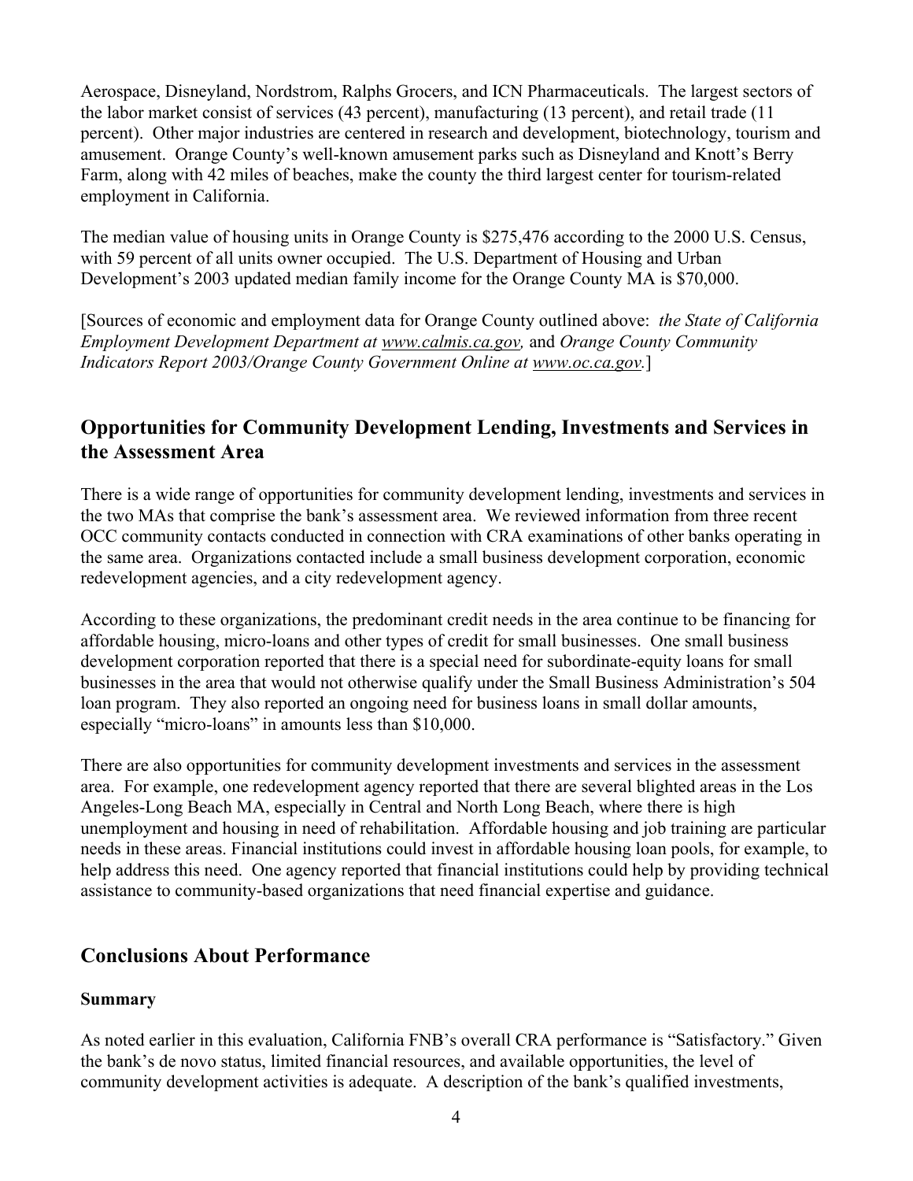Aerospace, Disneyland, Nordstrom, Ralphs Grocers, and ICN Pharmaceuticals. The largest sectors of the labor market consist of services (43 percent), manufacturing (13 percent), and retail trade (11 percent). Other major industries are centered in research and development, biotechnology, tourism and amusement. Orange County's well-known amusement parks such as Disneyland and Knott's Berry Farm, along with 42 miles of beaches, make the county the third largest center for tourism-related employment in California.

The median value of housing units in Orange County is $275,476 according to the 2000 U.S. Census, with 59 percent of all units owner occupied. The U.S. Department of Housing and Urban Development's 2003 updated median family income for the Orange County MA is $70,000.

[Sources of economic and employment data for Orange County outlined above: *the State of California Employment Development Department at www.calmis.ca.gov,* and *Orange County Community Indicators Report 2003/Orange County Government Online at www.oc.ca.gov.*]

## Opportunities for Community Development Lending, Investments and Services in the Assessment Area

There is a wide range of opportunities for community development lending, investments and services in the two MAs that comprise the bank's assessment area. We reviewed information from three recent OCC community contacts conducted in connection with CRA examinations of other banks operating in the same area. Organizations contacted include a small business development corporation, economic redevelopment agencies, and a city redevelopment agency.

According to these organizations, the predominant credit needs in the area continue to be financing for affordable housing, micro-loans and other types of credit for small businesses. One small business development corporation reported that there is a special need for subordinate-equity loans for small businesses in the area that would not otherwise qualify under the Small Business Administration's 504 loan program. They also reported an ongoing need for business loans in small dollar amounts, especially "micro-loans" in amounts less than $10,000.

There are also opportunities for community development investments and services in the assessment area. For example, one redevelopment agency reported that there are several blighted areas in the Los Angeles-Long Beach MA, especially in Central and North Long Beach, where there is high unemployment and housing in need of rehabilitation. Affordable housing and job training are particular needs in these areas. Financial institutions could invest in affordable housing loan pools, for example, to help address this need. One agency reported that financial institutions could help by providing technical assistance to community-based organizations that need financial expertise and guidance.

## Conclusions About Performance

### Summary

As noted earlier in this evaluation, California FNB's overall CRA performance is "Satisfactory." Given the bank's de novo status, limited financial resources, and available opportunities, the level of community development activities is adequate. A description of the bank's qualified investments,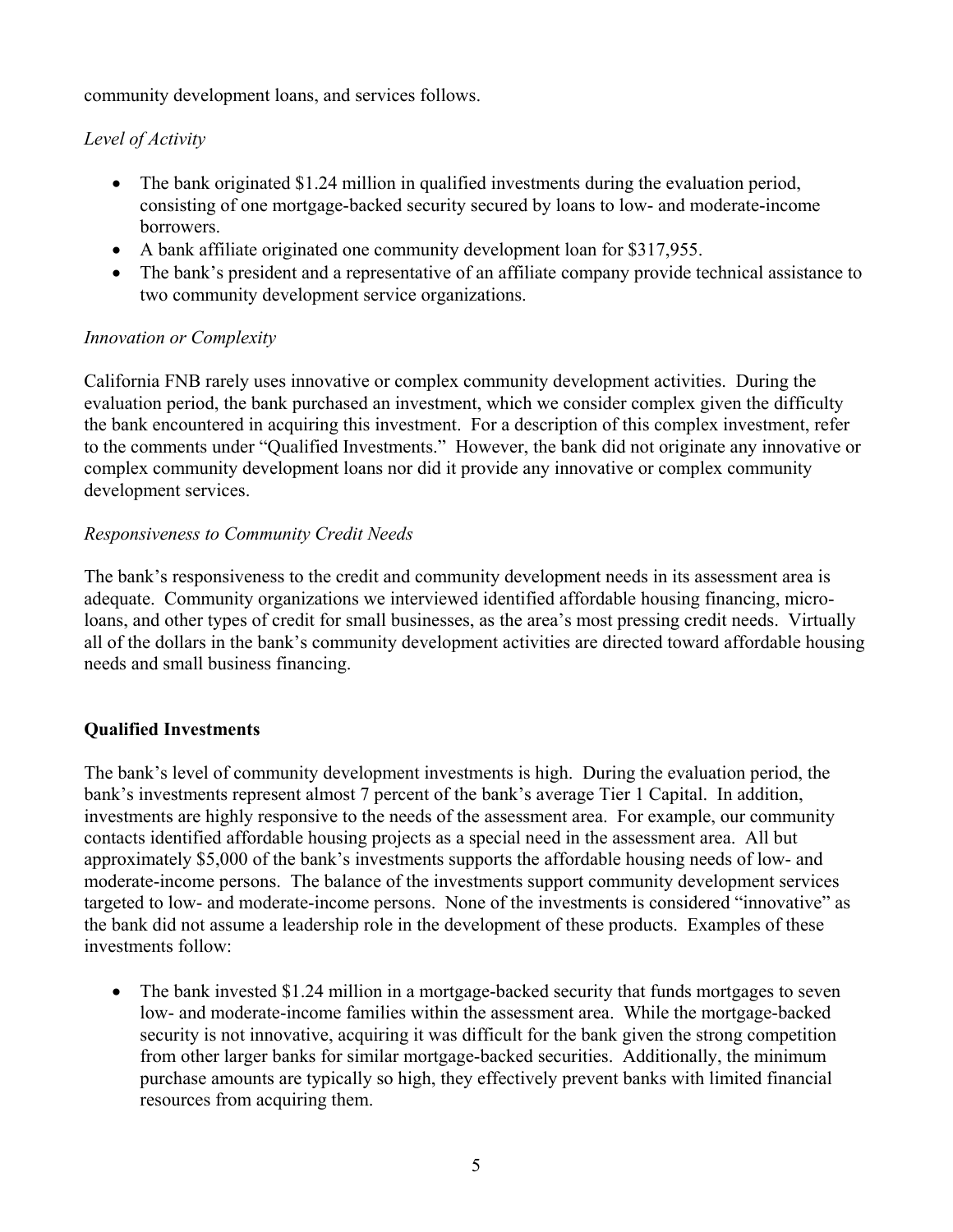community development loans, and services follows.

*Level of Activity*

- The bank originated $1.24 million in qualified investments during the evaluation period, consisting of one mortgage-backed security secured by loans to low- and moderate-income borrowers.
- A bank affiliate originated one community development loan for $317,955.
- The bank's president and a representative of an affiliate company provide technical assistance to two community development service organizations.

*Innovation or Complexity*

California FNB rarely uses innovative or complex community development activities. During the evaluation period, the bank purchased an investment, which we consider complex given the difficulty the bank encountered in acquiring this investment. For a description of this complex investment, refer to the comments under "Qualified Investments." However, the bank did not originate any innovative or complex community development loans nor did it provide any innovative or complex community development services.

*Responsiveness to Community Credit Needs*

The bank's responsiveness to the credit and community development needs in its assessment area is adequate. Community organizations we interviewed identified affordable housing financing, micro-loans, and other types of credit for small businesses, as the area's most pressing credit needs. Virtually all of the dollars in the bank's community development activities are directed toward affordable housing needs and small business financing.

**Qualified Investments**

The bank's level of community development investments is high. During the evaluation period, the bank's investments represent almost 7 percent of the bank's average Tier 1 Capital. In addition, investments are highly responsive to the needs of the assessment area. For example, our community contacts identified affordable housing projects as a special need in the assessment area. All but approximately $5,000 of the bank's investments supports the affordable housing needs of low- and moderate-income persons. The balance of the investments support community development services targeted to low- and moderate-income persons. None of the investments is considered "innovative" as the bank did not assume a leadership role in the development of these products. Examples of these investments follow:

- The bank invested $1.24 million in a mortgage-backed security that funds mortgages to seven low- and moderate-income families within the assessment area. While the mortgage-backed security is not innovative, acquiring it was difficult for the bank given the strong competition from other larger banks for similar mortgage-backed securities. Additionally, the minimum purchase amounts are typically so high, they effectively prevent banks with limited financial resources from acquiring them.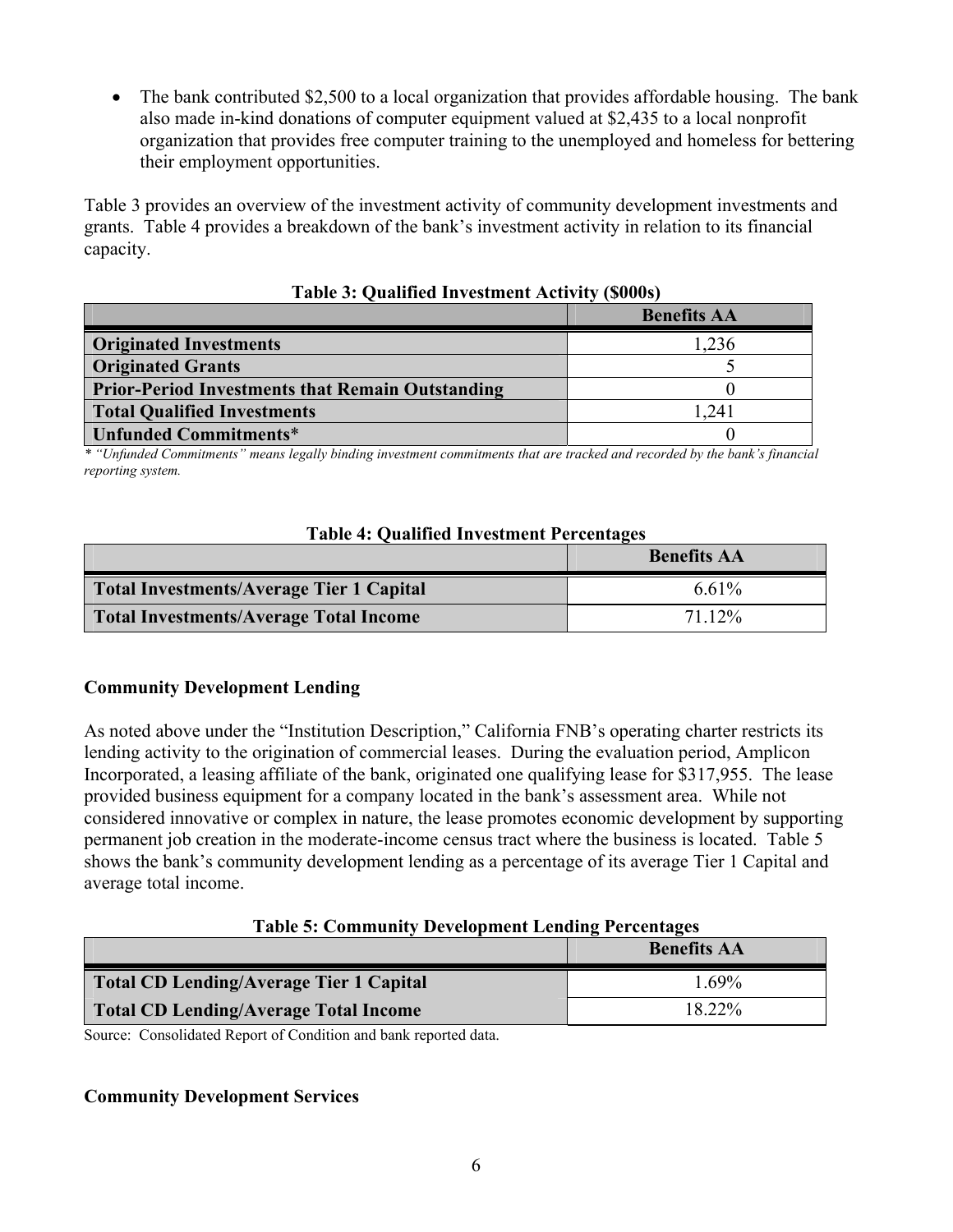- The bank contributed $2,500 to a local organization that provides affordable housing. The bank also made in-kind donations of computer equipment valued at $2,435 to a local nonprofit organization that provides free computer training to the unemployed and homeless for bettering their employment opportunities.

Table 3 provides an overview of the investment activity of community development investments and grants. Table 4 provides a breakdown of the bank's investment activity in relation to its financial capacity.

**Table 3: Qualified Investment Activity ($000s)**

| | Benefits AA |
|---|---|
| **Originated Investments** | 1,236 |
| **Originated Grants** | 5 |
| **Prior-Period Investments that Remain Outstanding** | 0 |
| **Total Qualified Investments** | 1,241 |
| **Unfunded Commitments*** | 0 |

*\* "Unfunded Commitments" means legally binding investment commitments that are tracked and recorded by the bank's financial reporting system.*

**Table 4: Qualified Investment Percentages**

| | Benefits AA |
|---|---|
| **Total Investments/Average Tier 1 Capital** | 6.61% |
| **Total Investments/Average Total Income** | 71.12% |

### Community Development Lending

As noted above under the "Institution Description," California FNB's operating charter restricts its lending activity to the origination of commercial leases. During the evaluation period, Amplicon Incorporated, a leasing affiliate of the bank, originated one qualifying lease for $317,955. The lease provided business equipment for a company located in the bank's assessment area. While not considered innovative or complex in nature, the lease promotes economic development by supporting permanent job creation in the moderate-income census tract where the business is located. Table 5 shows the bank's community development lending as a percentage of its average Tier 1 Capital and average total income.

**Table 5: Community Development Lending Percentages**

| | Benefits AA |
|---|---|
| **Total CD Lending/Average Tier 1 Capital** | 1.69% |
| **Total CD Lending/Average Total Income** | 18.22% |

Source: Consolidated Report of Condition and bank reported data.

### Community Development Services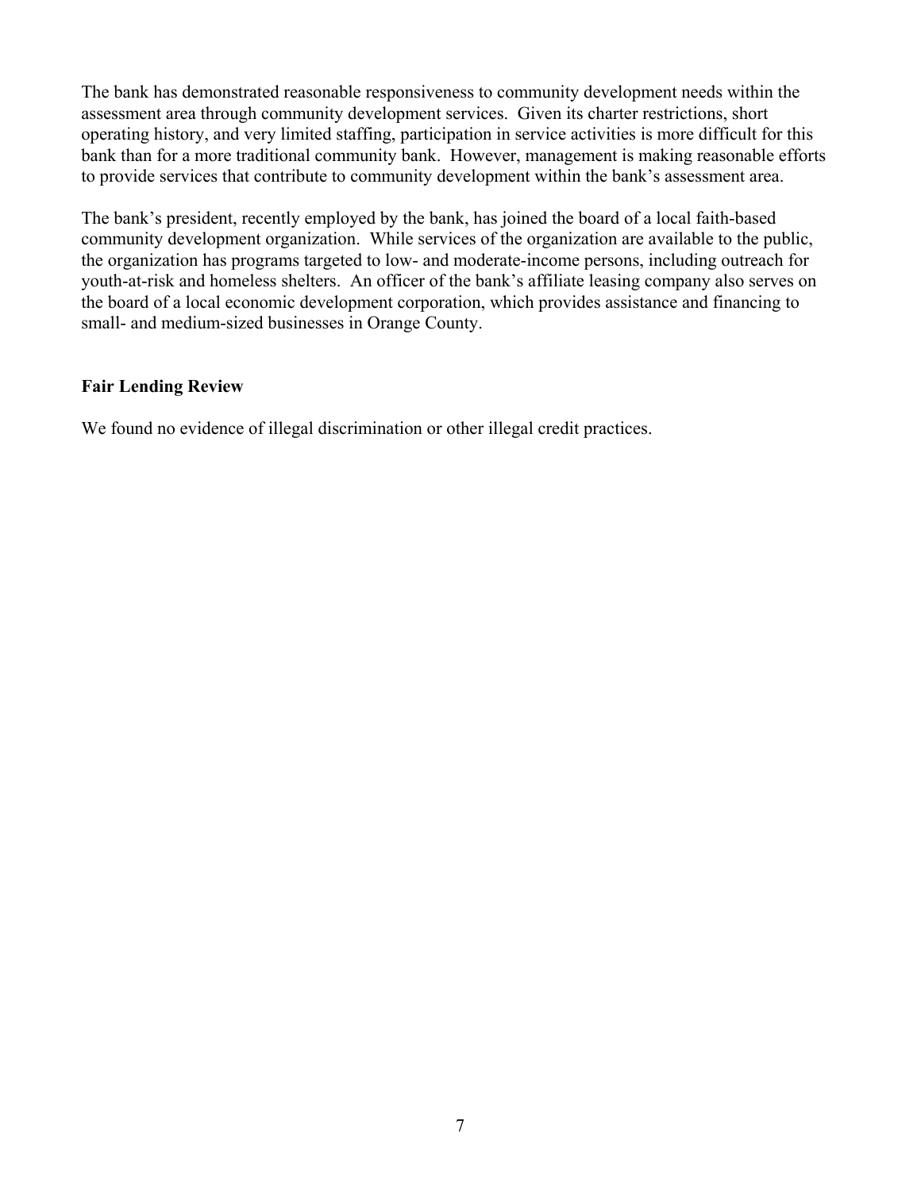The bank has demonstrated reasonable responsiveness to community development needs within the assessment area through community development services. Given its charter restrictions, short operating history, and very limited staffing, participation in service activities is more difficult for this bank than for a more traditional community bank. However, management is making reasonable efforts to provide services that contribute to community development within the bank's assessment area.

The bank's president, recently employed by the bank, has joined the board of a local faith-based community development organization. While services of the organization are available to the public, the organization has programs targeted to low- and moderate-income persons, including outreach for youth-at-risk and homeless shelters. An officer of the bank's affiliate leasing company also serves on the board of a local economic development corporation, which provides assistance and financing to small- and medium-sized businesses in Orange County.

**Fair Lending Review**

We found no evidence of illegal discrimination or other illegal credit practices.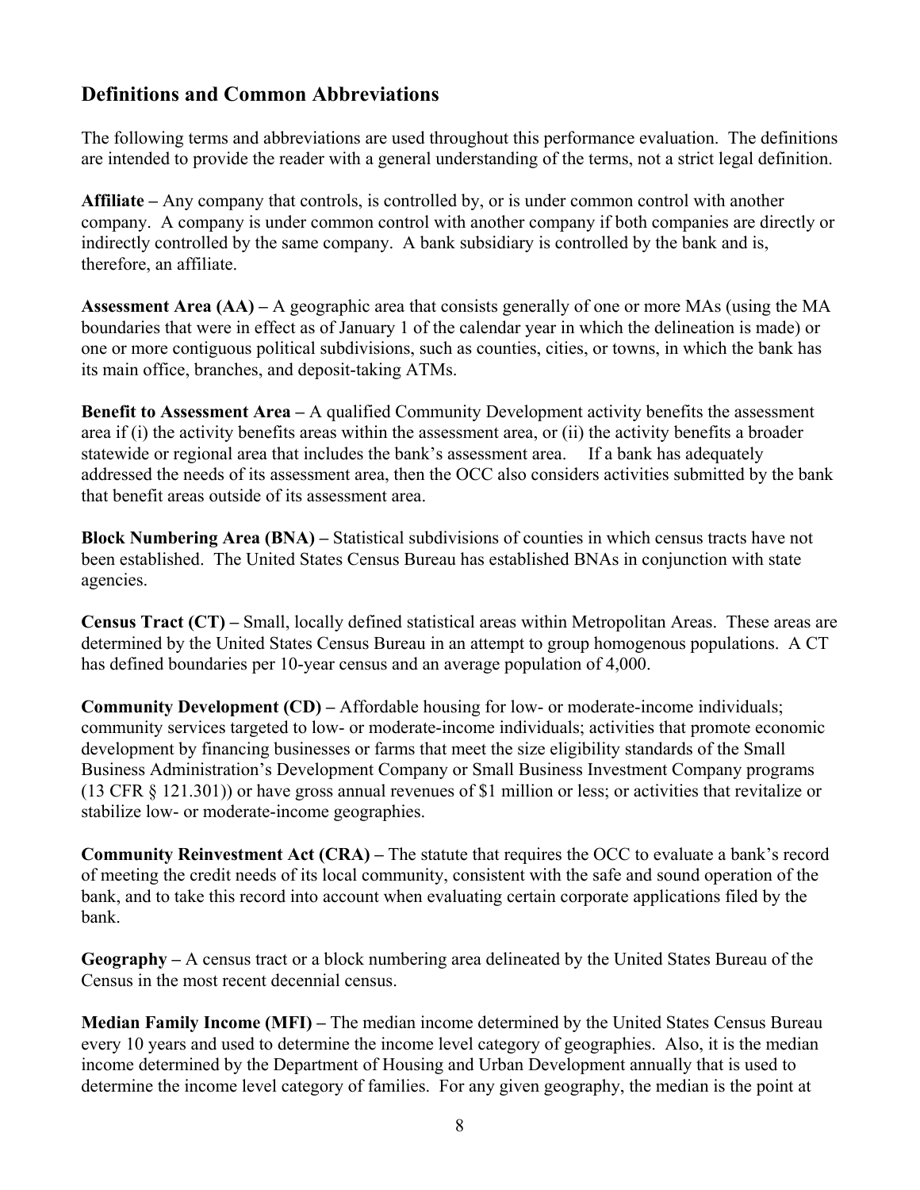## Definitions and Common Abbreviations

The following terms and abbreviations are used throughout this performance evaluation. The definitions are intended to provide the reader with a general understanding of the terms, not a strict legal definition.

**Affiliate –** Any company that controls, is controlled by, or is under common control with another company. A company is under common control with another company if both companies are directly or indirectly controlled by the same company. A bank subsidiary is controlled by the bank and is, therefore, an affiliate.

**Assessment Area (AA) –** A geographic area that consists generally of one or more MAs (using the MA boundaries that were in effect as of January 1 of the calendar year in which the delineation is made) or one or more contiguous political subdivisions, such as counties, cities, or towns, in which the bank has its main office, branches, and deposit-taking ATMs.

**Benefit to Assessment Area –** A qualified Community Development activity benefits the assessment area if (i) the activity benefits areas within the assessment area, or (ii) the activity benefits a broader statewide or regional area that includes the bank's assessment area. If a bank has adequately addressed the needs of its assessment area, then the OCC also considers activities submitted by the bank that benefit areas outside of its assessment area.

**Block Numbering Area (BNA) –** Statistical subdivisions of counties in which census tracts have not been established. The United States Census Bureau has established BNAs in conjunction with state agencies.

**Census Tract (CT) –** Small, locally defined statistical areas within Metropolitan Areas. These areas are determined by the United States Census Bureau in an attempt to group homogenous populations. A CT has defined boundaries per 10-year census and an average population of 4,000.

**Community Development (CD) –** Affordable housing for low- or moderate-income individuals; community services targeted to low- or moderate-income individuals; activities that promote economic development by financing businesses or farms that meet the size eligibility standards of the Small Business Administration's Development Company or Small Business Investment Company programs (13 CFR § 121.301)) or have gross annual revenues of $1 million or less; or activities that revitalize or stabilize low- or moderate-income geographies.

**Community Reinvestment Act (CRA) –** The statute that requires the OCC to evaluate a bank's record of meeting the credit needs of its local community, consistent with the safe and sound operation of the bank, and to take this record into account when evaluating certain corporate applications filed by the bank.

**Geography –** A census tract or a block numbering area delineated by the United States Bureau of the Census in the most recent decennial census.

**Median Family Income (MFI) –** The median income determined by the United States Census Bureau every 10 years and used to determine the income level category of geographies. Also, it is the median income determined by the Department of Housing and Urban Development annually that is used to determine the income level category of families. For any given geography, the median is the point at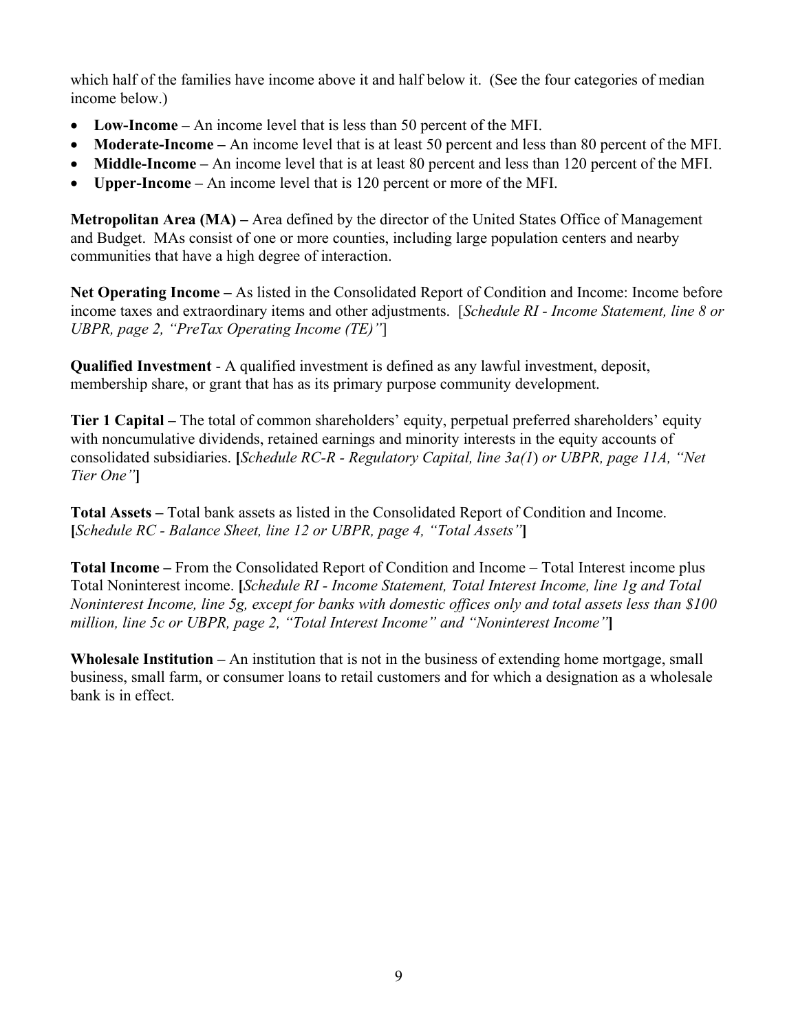which half of the families have income above it and half below it. (See the four categories of median income below.)

- **Low-Income –** An income level that is less than 50 percent of the MFI.
- **Moderate-Income –** An income level that is at least 50 percent and less than 80 percent of the MFI.
- **Middle-Income –** An income level that is at least 80 percent and less than 120 percent of the MFI.
- **Upper-Income –** An income level that is 120 percent or more of the MFI.

**Metropolitan Area (MA) –** Area defined by the director of the United States Office of Management and Budget. MAs consist of one or more counties, including large population centers and nearby communities that have a high degree of interaction.

**Net Operating Income –** As listed in the Consolidated Report of Condition and Income: Income before income taxes and extraordinary items and other adjustments. [*Schedule RI - Income Statement, line 8 or UBPR, page 2, "PreTax Operating Income (TE)"*]

**Qualified Investment** - A qualified investment is defined as any lawful investment, deposit, membership share, or grant that has as its primary purpose community development.

**Tier 1 Capital –** The total of common shareholders' equity, perpetual preferred shareholders' equity with noncumulative dividends, retained earnings and minority interests in the equity accounts of consolidated subsidiaries. **[***Schedule RC-R - Regulatory Capital, line 3a(1*) *or UBPR, page 11A, "Net Tier One"***]**

**Total Assets –** Total bank assets as listed in the Consolidated Report of Condition and Income. **[***Schedule RC - Balance Sheet, line 12 or UBPR, page 4, "Total Assets"***]**

**Total Income –** From the Consolidated Report of Condition and Income – Total Interest income plus Total Noninterest income. **[***Schedule RI - Income Statement, Total Interest Income, line 1g and Total Noninterest Income, line 5g, except for banks with domestic offices only and total assets less than $100 million, line 5c or UBPR, page 2, "Total Interest Income" and "Noninterest Income"***]**

**Wholesale Institution –** An institution that is not in the business of extending home mortgage, small business, small farm, or consumer loans to retail customers and for which a designation as a wholesale bank is in effect.